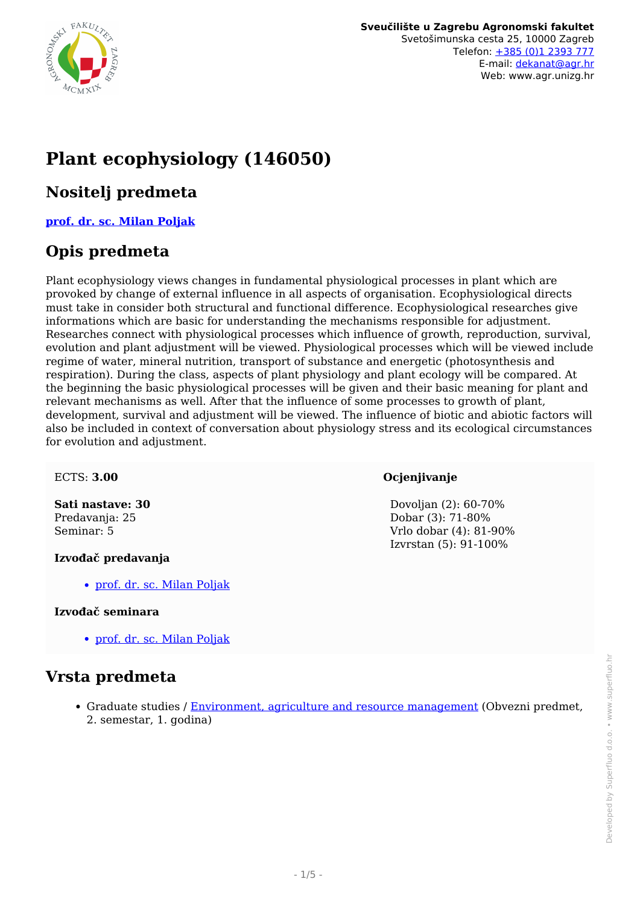**Sveučilište u Zagrebu Agronomski fakultet**
Svetošimunska cesta 25, 10000 Zagreb
Telefon: +385 (0)1 2393 777
E-mail: dekanat@agr.hr
Web: www.agr.unizg.hr

# Plant ecophysiology (146050)

## Nositelj predmeta

**prof. dr. sc. Milan Poljak**

## Opis predmeta

Plant ecophysiology views changes in fundamental physiological processes in plant which are provoked by change of external influence in all aspects of organisation. Ecophysiological directs must take in consider both structural and functional difference. Ecophysiological researches give informations which are basic for understanding the mechanisms responsible for adjustment. Researches connect with physiological processes which influence of growth, reproduction, survival, evolution and plant adjustment will be viewed. Physiological processes which will be viewed include regime of water, mineral nutrition, transport of substance and energetic (photosynthesis and respiration). During the class, aspects of plant physiology and plant ecology will be compared. At the beginning the basic physiological processes will be given and their basic meaning for plant and relevant mechanisms as well. After that the influence of some processes to growth of plant, development, survival and adjustment will be viewed. The influence of biotic and abiotic factors will also be included in context of conversation about physiology stress and its ecological circumstances for evolution and adjustment.

ECTS: **3.00**

**Sati nastave: 30**
Predavanja: 25
Seminar: 5

**Izvođač predavanja**

- prof. dr. sc. Milan Poljak

**Izvođač seminara**

- prof. dr. sc. Milan Poljak

**Ocjenjivanje**

Dovoljan (2): 60-70%
Dobar (3): 71-80%
Vrlo dobar (4): 81-90%
Izvrstan (5): 91-100%

## Vrsta predmeta

- Graduate studies / Environment, agriculture and resource management (Obvezni predmet, 2. semestar, 1. godina)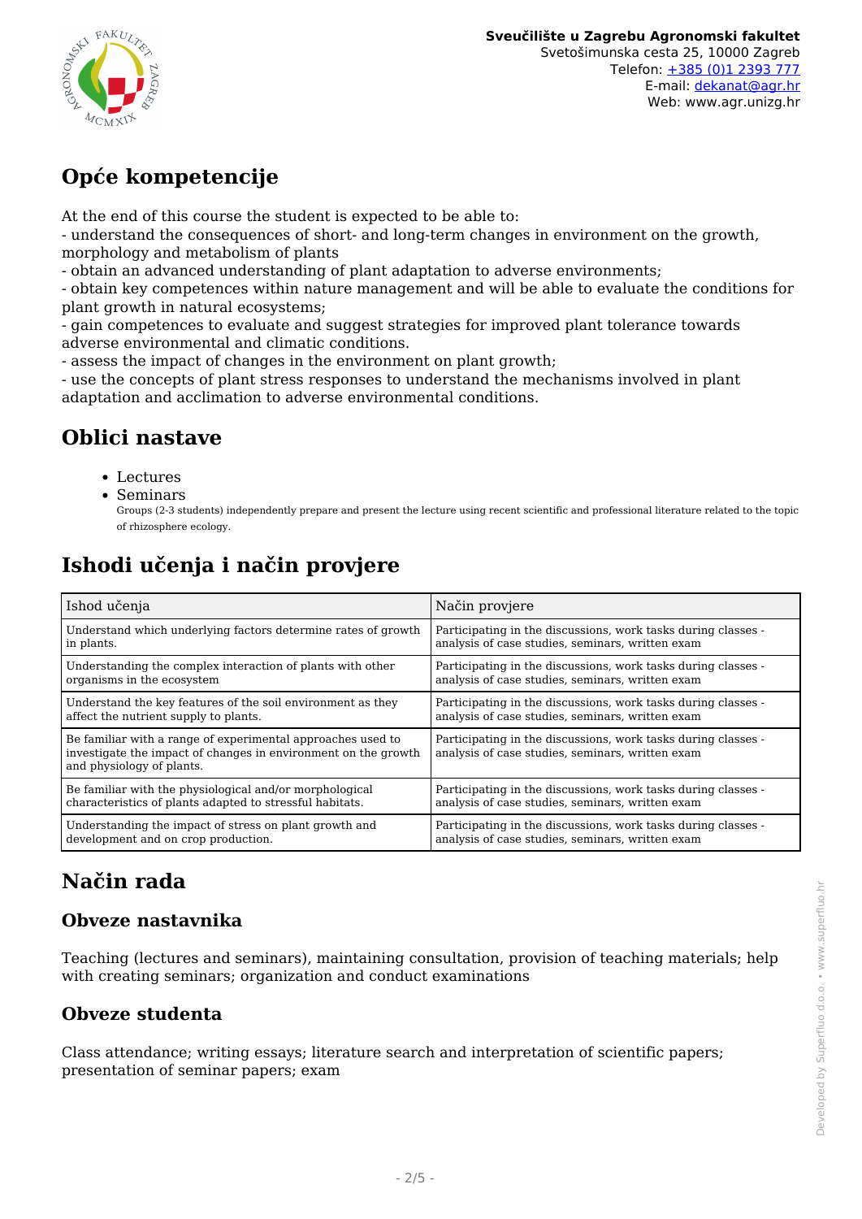## Opće kompetencije

At the end of this course the student is expected to be able to:
- understand the consequences of short- and long-term changes in environment on the growth, morphology and metabolism of plants
- obtain an advanced understanding of plant adaptation to adverse environments;
- obtain key competences within nature management and will be able to evaluate the conditions for plant growth in natural ecosystems;
- gain competences to evaluate and suggest strategies for improved plant tolerance towards adverse environmental and climatic conditions.
- assess the impact of changes in the environment on plant growth;
- use the concepts of plant stress responses to understand the mechanisms involved in plant adaptation and acclimation to adverse environmental conditions.

## Oblici nastave

- Lectures
- Seminars
  Groups (2-3 students) independently prepare and present the lecture using recent scientific and professional literature related to the topic of rhizosphere ecology.

## Ishodi učenja i način provjere

| Ishod učenja | Način provjere |
|---|---|
| Understand which underlying factors determine rates of growth in plants. | Participating in the discussions, work tasks during classes - analysis of case studies, seminars, written exam |
| Understanding the complex interaction of plants with other organisms in the ecosystem | Participating in the discussions, work tasks during classes - analysis of case studies, seminars, written exam |
| Understand the key features of the soil environment as they affect the nutrient supply to plants. | Participating in the discussions, work tasks during classes - analysis of case studies, seminars, written exam |
| Be familiar with a range of experimental approaches used to investigate the impact of changes in environment on the growth and physiology of plants. | Participating in the discussions, work tasks during classes - analysis of case studies, seminars, written exam |
| Be familiar with the physiological and/or morphological characteristics of plants adapted to stressful habitats. | Participating in the discussions, work tasks during classes - analysis of case studies, seminars, written exam |
| Understanding the impact of stress on plant growth and development and on crop production. | Participating in the discussions, work tasks during classes - analysis of case studies, seminars, written exam |

## Način rada

### Obveze nastavnika

Teaching (lectures and seminars), maintaining consultation, provision of teaching materials; help with creating seminars; organization and conduct examinations

### Obveze studenta

Class attendance; writing essays; literature search and interpretation of scientific papers; presentation of seminar papers; exam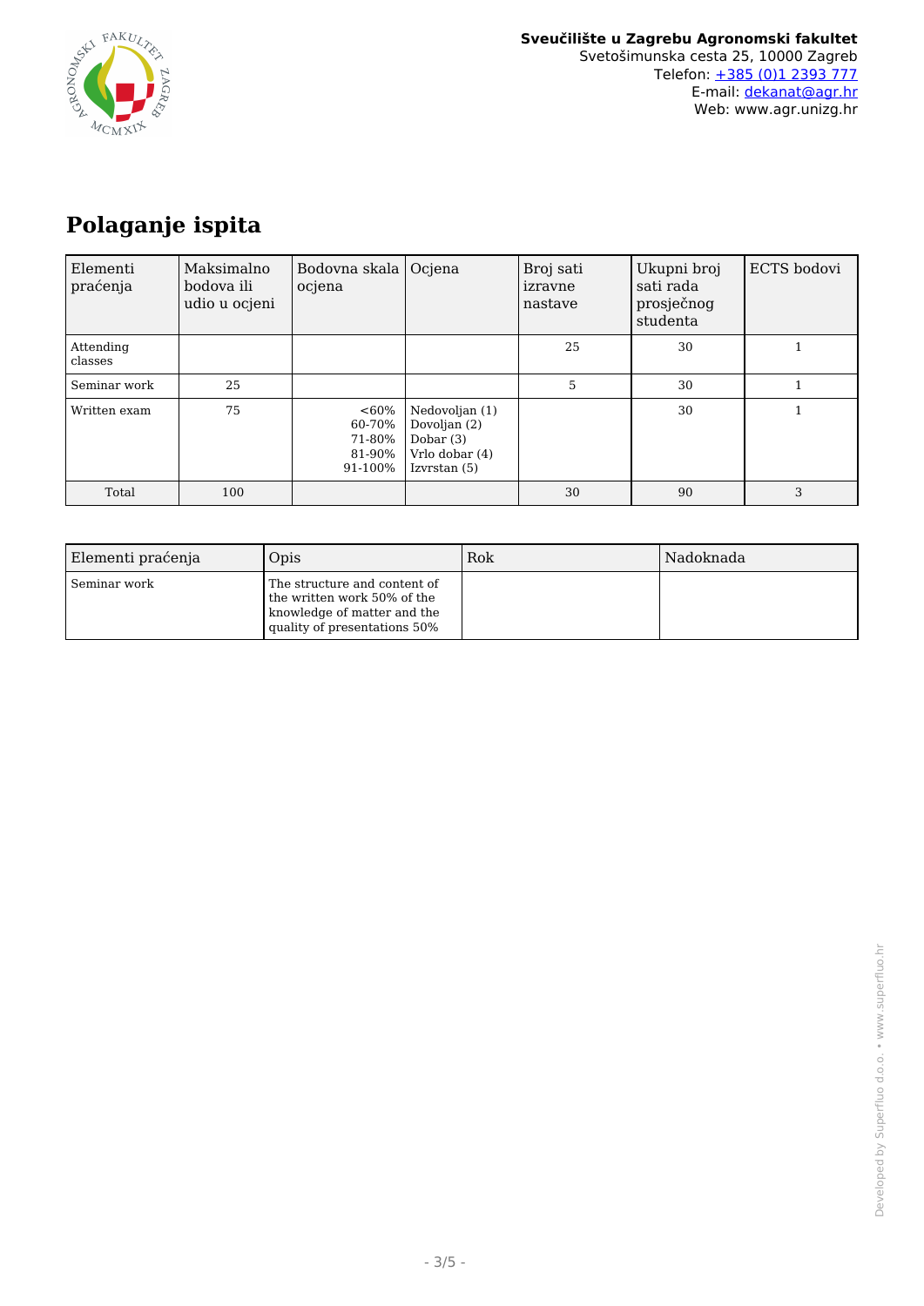# Polaganje ispita

| Elementi praćenja | Maksimalno bodova ili udio u ocjeni | Bodovna skala ocjena | Ocjena | Broj sati izravne nastave | Ukupni broj sati rada prosječnog studenta | ECTS bodovi |
|---|---|---|---|---|---|---|
| Attending classes | | | | 25 | 30 | 1 |
| Seminar work | 25 | | | 5 | 30 | 1 |
| Written exam | 75 | <60%<br>60-70%<br>71-80%<br>81-90%<br>91-100% | Nedovoljan (1)<br>Dovoljan (2)<br>Dobar (3)<br>Vrlo dobar (4)<br>Izvrstan (5) | | 30 | 1 |
| Total | 100 | | | 30 | 90 | 3 |

| Elementi praćenja | Opis | Rok | Nadoknada |
|---|---|---|---|
| Seminar work | The structure and content of the written work 50% of the knowledge of matter and the quality of presentations 50% | | |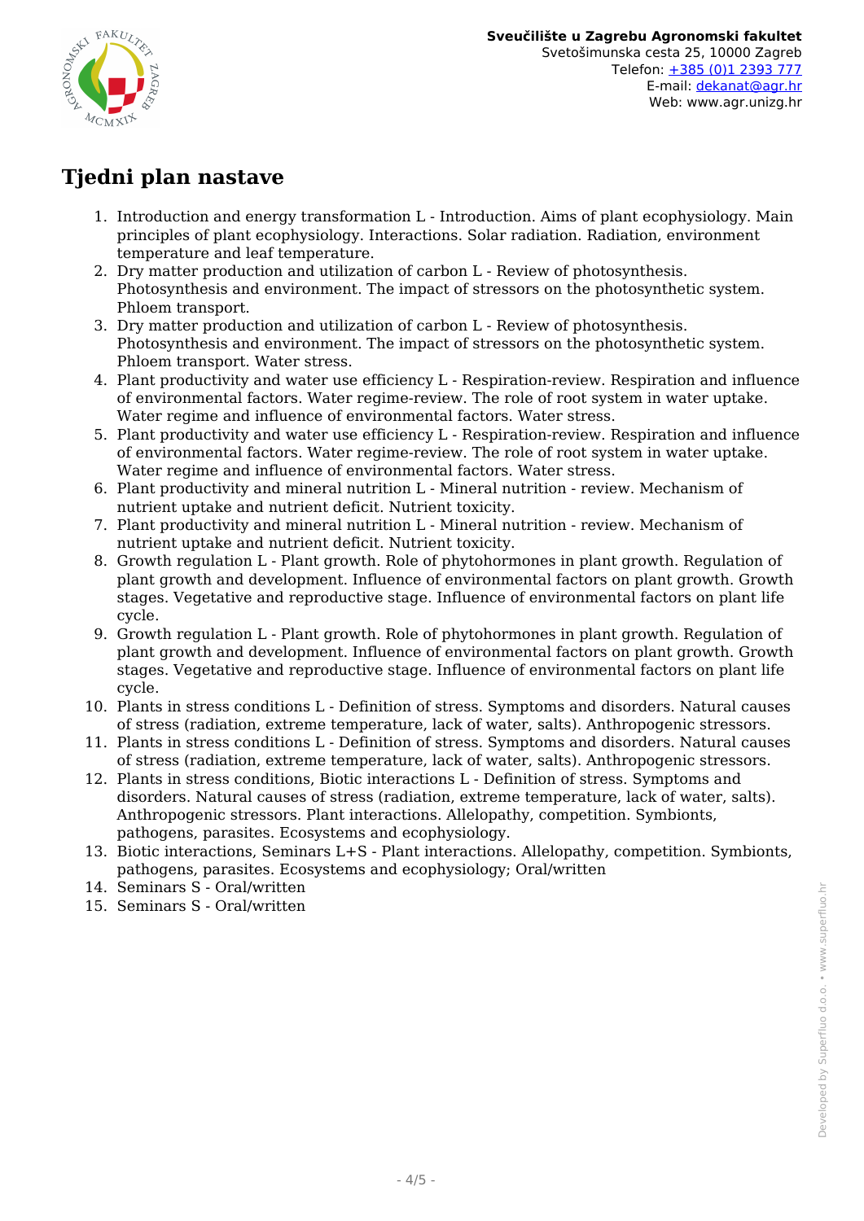# Tjedni plan nastave

1. Introduction and energy transformation L - Introduction. Aims of plant ecophysiology. Main principles of plant ecophysiology. Interactions. Solar radiation. Radiation, environment temperature and leaf temperature.
2. Dry matter production and utilization of carbon L - Review of photosynthesis. Photosynthesis and environment. The impact of stressors on the photosynthetic system. Phloem transport.
3. Dry matter production and utilization of carbon L - Review of photosynthesis. Photosynthesis and environment. The impact of stressors on the photosynthetic system. Phloem transport. Water stress.
4. Plant productivity and water use efficiency L - Respiration-review. Respiration and influence of environmental factors. Water regime-review. The role of root system in water uptake. Water regime and influence of environmental factors. Water stress.
5. Plant productivity and water use efficiency L - Respiration-review. Respiration and influence of environmental factors. Water regime-review. The role of root system in water uptake. Water regime and influence of environmental factors. Water stress.
6. Plant productivity and mineral nutrition L - Mineral nutrition - review. Mechanism of nutrient uptake and nutrient deficit. Nutrient toxicity.
7. Plant productivity and mineral nutrition L - Mineral nutrition - review. Mechanism of nutrient uptake and nutrient deficit. Nutrient toxicity.
8. Growth regulation L - Plant growth. Role of phytohormones in plant growth. Regulation of plant growth and development. Influence of environmental factors on plant growth. Growth stages. Vegetative and reproductive stage. Influence of environmental factors on plant life cycle.
9. Growth regulation L - Plant growth. Role of phytohormones in plant growth. Regulation of plant growth and development. Influence of environmental factors on plant growth. Growth stages. Vegetative and reproductive stage. Influence of environmental factors on plant life cycle.
10. Plants in stress conditions L - Definition of stress. Symptoms and disorders. Natural causes of stress (radiation, extreme temperature, lack of water, salts). Anthropogenic stressors.
11. Plants in stress conditions L - Definition of stress. Symptoms and disorders. Natural causes of stress (radiation, extreme temperature, lack of water, salts). Anthropogenic stressors.
12. Plants in stress conditions, Biotic interactions L - Definition of stress. Symptoms and disorders. Natural causes of stress (radiation, extreme temperature, lack of water, salts). Anthropogenic stressors. Plant interactions. Allelopathy, competition. Symbionts, pathogens, parasites. Ecosystems and ecophysiology.
13. Biotic interactions, Seminars L+S - Plant interactions. Allelopathy, competition. Symbionts, pathogens, parasites. Ecosystems and ecophysiology; Oral/written
14. Seminars S - Oral/written
15. Seminars S - Oral/written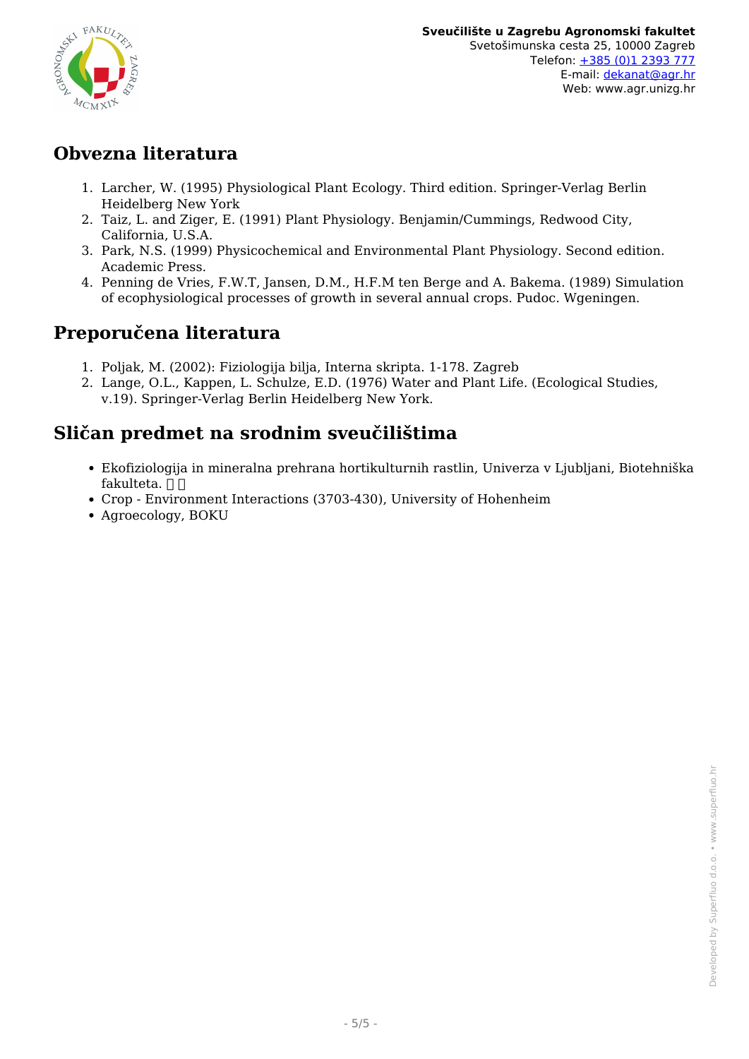## Obvezna literatura

1. Larcher, W. (1995) Physiological Plant Ecology. Third edition. Springer-Verlag Berlin Heidelberg New York
2. Taiz, L. and Ziger, E. (1991) Plant Physiology. Benjamin/Cummings, Redwood City, California, U.S.A.
3. Park, N.S. (1999) Physicochemical and Environmental Plant Physiology. Second edition. Academic Press.
4. Penning de Vries, F.W.T, Jansen, D.M., H.F.M ten Berge and A. Bakema. (1989) Simulation of ecophysiological processes of growth in several annual crops. Pudoc. Wgeningen.

## Preporučena literatura

1. Poljak, M. (2002): Fiziologija bilja, Interna skripta. 1-178. Zagreb
2. Lange, O.L., Kappen, L. Schulze, E.D. (1976) Water and Plant Life. (Ecological Studies, v.19). Springer-Verlag Berlin Heidelberg New York.

## Sličan predmet na srodnim sveučilištima

- Ekofiziologija in mineralna prehrana hortikulturnih rastlin, Univerza v Ljubljani, Biotehniška fakulteta.
- Crop - Environment Interactions (3703-430), University of Hohenheim
- Agroecology, BOKU